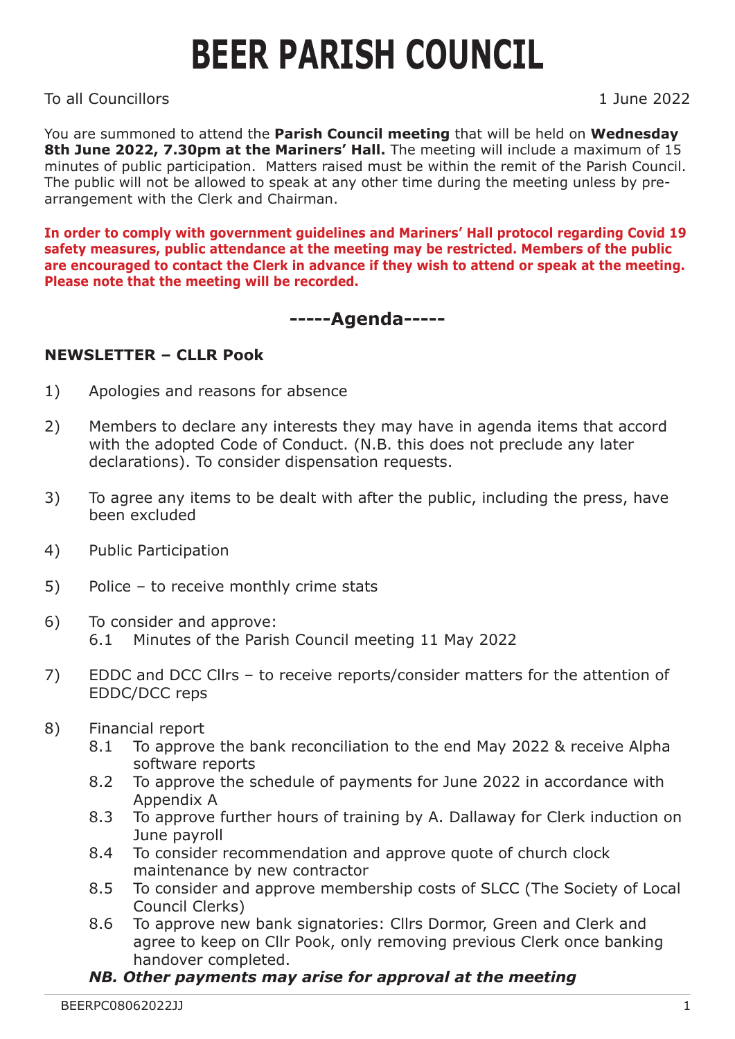# BEER PARISH COUNCIL

To all Councillors

1 June 2022

You are summoned to attend the **Parish Council meeting** that will be held on **Wednesday 8th June 2022, 7.30pm at the Mariners' Hall.** The meeting will include a maximum of 15 minutes of public participation. Matters raised must be within the remit of the Parish Council. The public will not be allowed to speak at any other time during the meeting unless by pre-arrangement with the Clerk and Chairman.

**In order to comply with government guidelines and Mariners' Hall protocol regarding Covid 19 safety measures, public attendance at the meeting may be restricted. Members of the public are encouraged to contact the Clerk in advance if they wish to attend or speak at the meeting. Please note that the meeting will be recorded.**

## -----Agenda-----

**NEWSLETTER – CLLR Pook**

1) Apologies and reasons for absence

2) Members to declare any interests they may have in agenda items that accord with the adopted Code of Conduct. (N.B. this does not preclude any later declarations). To consider dispensation requests.

3) To agree any items to be dealt with after the public, including the press, have been excluded

4) Public Participation

5) Police – to receive monthly crime stats

6) To consider and approve:
   - 6.1 Minutes of the Parish Council meeting 11 May 2022

7) EDDC and DCC Cllrs – to receive reports/consider matters for the attention of EDDC/DCC reps

8) Financial report
   - 8.1 To approve the bank reconciliation to the end May 2022 & receive Alpha software reports
   - 8.2 To approve the schedule of payments for June 2022 in accordance with Appendix A
   - 8.3 To approve further hours of training by A. Dallaway for Clerk induction on June payroll
   - 8.4 To consider recommendation and approve quote of church clock maintenance by new contractor
   - 8.5 To consider and approve membership costs of SLCC (The Society of Local Council Clerks)
   - 8.6 To approve new bank signatories: Cllrs Dormor, Green and Clerk and agree to keep on Cllr Pook, only removing previous Clerk once banking handover completed.

   ***NB. Other payments may arise for approval at the meeting***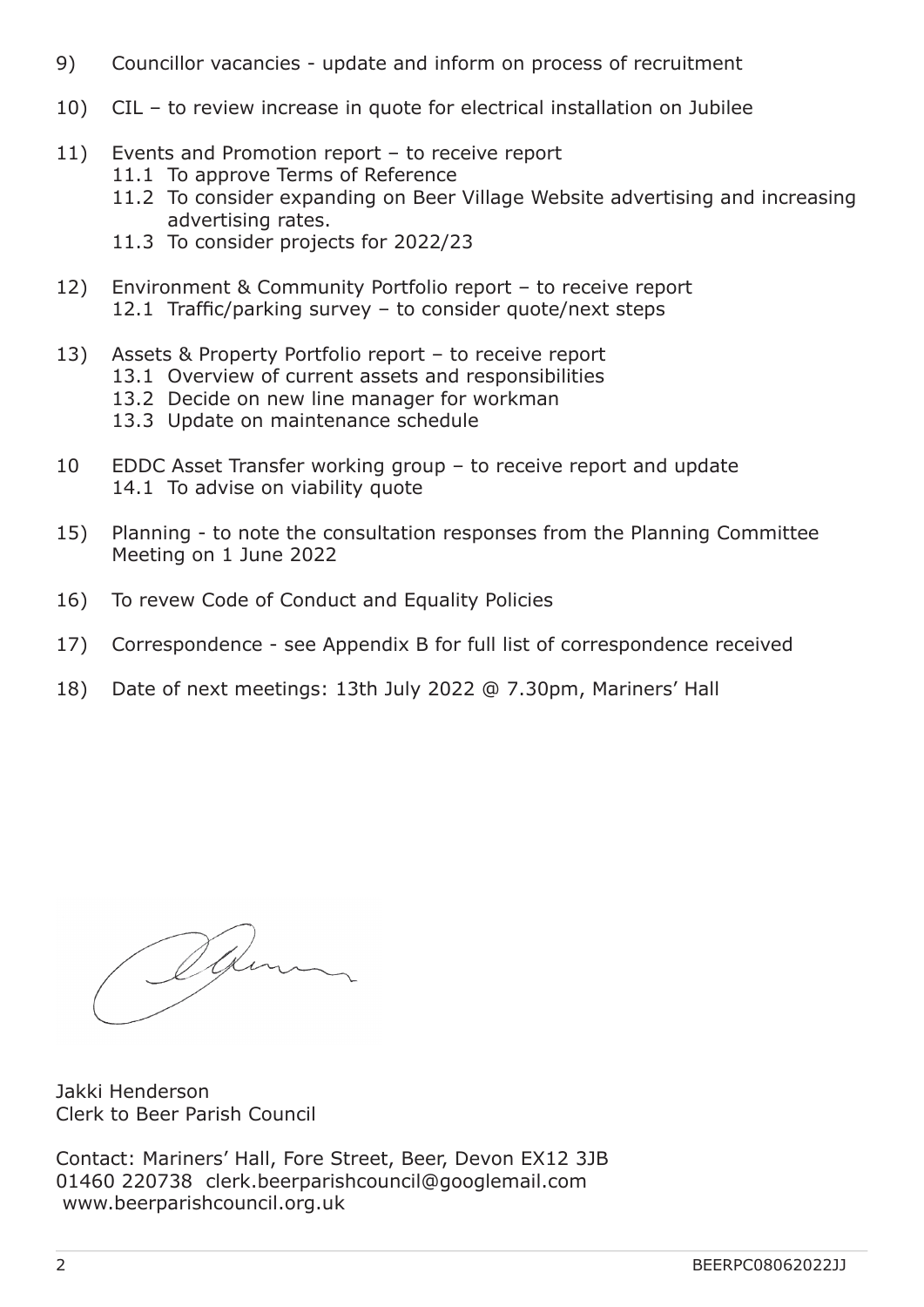9) Councillor vacancies - update and inform on process of recruitment

10) CIL – to review increase in quote for electrical installation on Jubilee

11) Events and Promotion report – to receive report
    - 11.1 To approve Terms of Reference
    - 11.2 To consider expanding on Beer Village Website advertising and increasing advertising rates.
    - 11.3 To consider projects for 2022/23

12) Environment & Community Portfolio report – to receive report
    - 12.1 Traffic/parking survey – to consider quote/next steps

13) Assets & Property Portfolio report – to receive report
    - 13.1 Overview of current assets and responsibilities
    - 13.2 Decide on new line manager for workman
    - 13.3 Update on maintenance schedule

10 EDDC Asset Transfer working group – to receive report and update
    - 14.1 To advise on viability quote

15) Planning - to note the consultation responses from the Planning Committee Meeting on 1 June 2022

16) To revew Code of Conduct and Equality Policies

17) Correspondence - see Appendix B for full list of correspondence received

18) Date of next meetings: 13th July 2022 @ 7.30pm, Mariners' Hall

Jakki Henderson
Clerk to Beer Parish Council

Contact: Mariners' Hall, Fore Street, Beer, Devon EX12 3JB
01460 220738 clerk.beerparishcouncil@googlemail.com
www.beerparishcouncil.org.uk

BEERPC08062022JJ